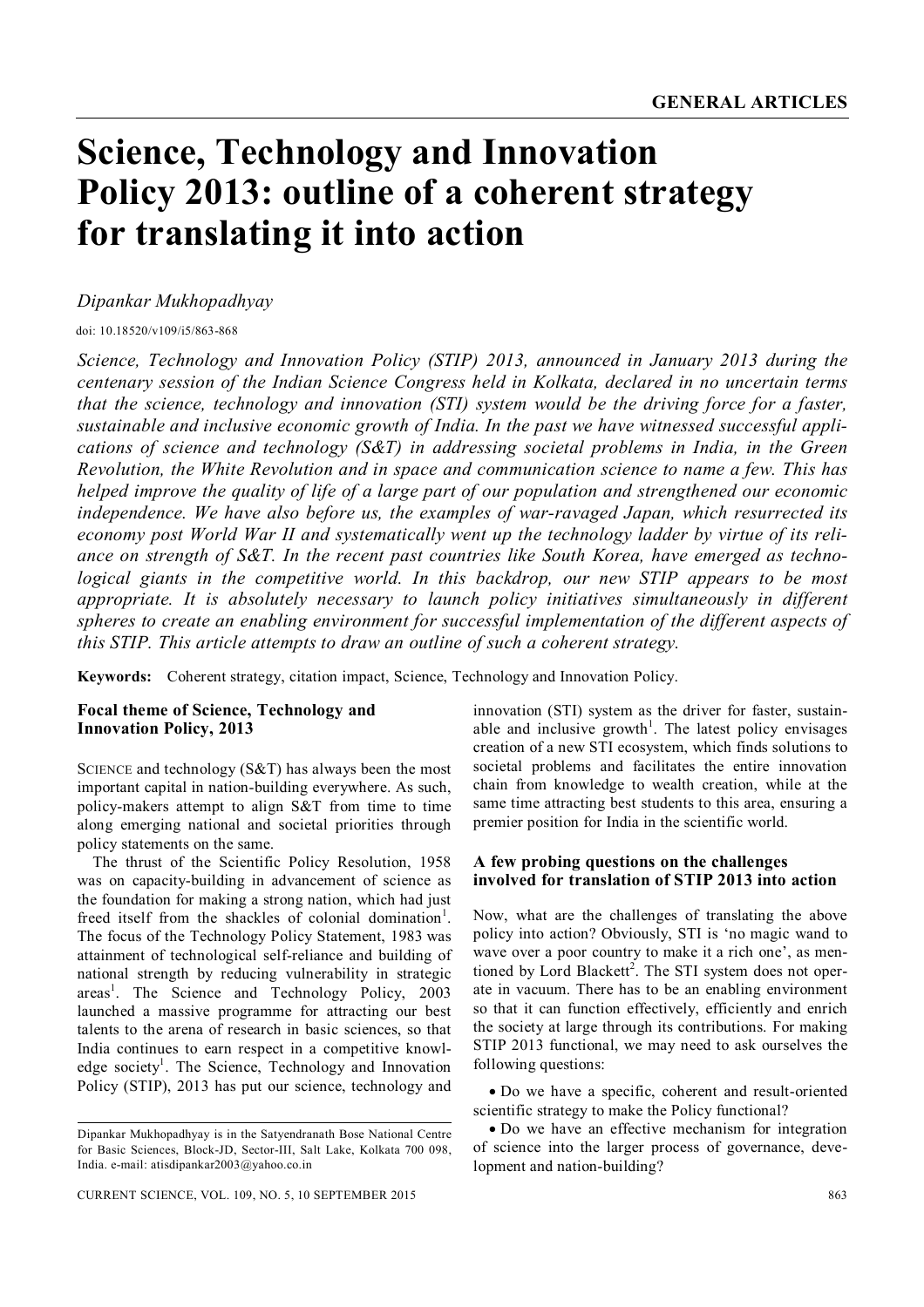# Science, Technology and Innovation Policy 2013: outline of a coherent strategy for translating it into action

*Dipankar Mukhopadhyay*

doi: 10.18520/v109/i5/863-868

*Science, Technology and Innovation Policy (STIP) 2013, announced in January 2013 during the centenary session of the Indian Science Congress held in Kolkata, declared in no uncertain terms that the science, technology and innovation (STI) system would be the driving force for a faster, sustainable and inclusive economic growth of India. In the past we have witnessed successful applications of science and technology (S&T) in addressing societal problems in India, in the Green Revolution, the White Revolution and in space and communication science to name a few. This has helped improve the quality of life of a large part of our population and strengthened our economic independence. We have also before us, the examples of war-ravaged Japan, which resurrected its economy post World War II and systematically went up the technology ladder by virtue of its reliance on strength of S&T. In the recent past countries like South Korea, have emerged as technological giants in the competitive world. In this backdrop, our new STIP appears to be most appropriate. It is absolutely necessary to launch policy initiatives simultaneously in different spheres to create an enabling environment for successful implementation of the different aspects of this STIP. This article attempts to draw an outline of such a coherent strategy.*

**Keywords:** Coherent strategy, citation impact, Science, Technology and Innovation Policy.

## Focal theme of Science, Technology and Innovation Policy, 2013

SCIENCE and technology (S&T) has always been the most important capital in nation-building everywhere. As such, policy-makers attempt to align S&T from time to time along emerging national and societal priorities through policy statements on the same.

The thrust of the Scientific Policy Resolution, 1958 was on capacity-building in advancement of science as the foundation for making a strong nation, which had just freed itself from the shackles of colonial domination[1]. The focus of the Technology Policy Statement, 1983 was attainment of technological self-reliance and building of national strength by reducing vulnerability in strategic areas[1]. The Science and Technology Policy, 2003 launched a massive programme for attracting our best talents to the arena of research in basic sciences, so that India continues to earn respect in a competitive knowledge society[1]. The Science, Technology and Innovation Policy (STIP), 2013 has put our science, technology and innovation (STI) system as the driver for faster, sustainable and inclusive growth[1]. The latest policy envisages creation of a new STI ecosystem, which finds solutions to societal problems and facilitates the entire innovation chain from knowledge to wealth creation, while at the same time attracting best students to this area, ensuring a premier position for India in the scientific world.

## A few probing questions on the challenges involved for translation of STIP 2013 into action

Now, what are the challenges of translating the above policy into action? Obviously, STI is 'no magic wand to wave over a poor country to make it a rich one', as mentioned by Lord Blackett[2]. The STI system does not operate in vacuum. There has to be an enabling environment so that it can function effectively, efficiently and enrich the society at large through its contributions. For making STIP 2013 functional, we may need to ask ourselves the following questions:

- Do we have a specific, coherent and result-oriented scientific strategy to make the Policy functional?
- Do we have an effective mechanism for integration of science into the larger process of governance, development and nation-building?

Dipankar Mukhopadhyay is in the Satyendranath Bose National Centre for Basic Sciences, Block-JD, Sector-III, Salt Lake, Kolkata 700 098, India. e-mail: atisdipankar2003@yahoo.co.in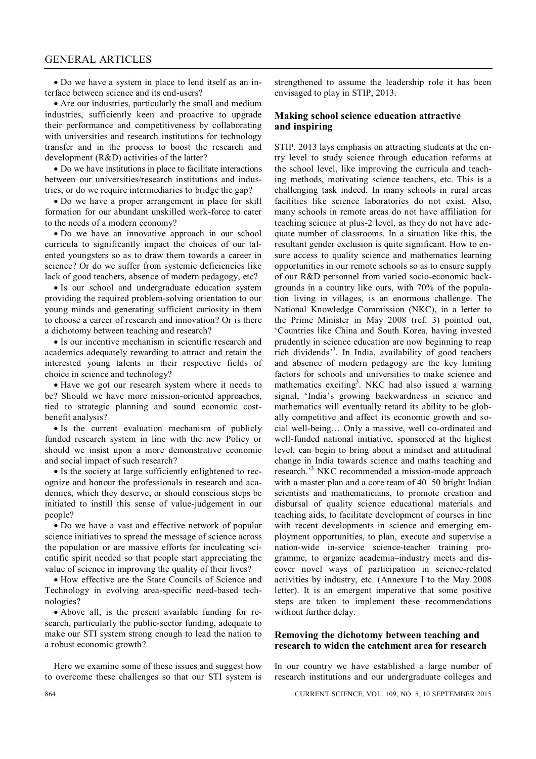- Do we have a system in place to lend itself as an interface between science and its end-users?
- Are our industries, particularly the small and medium industries, sufficiently keen and proactive to upgrade their performance and competitiveness by collaborating with universities and research institutions for technology transfer and in the process to boost the research and development (R&D) activities of the latter?
- Do we have institutions in place to facilitate interactions between our universities/research institutions and industries, or do we require intermediaries to bridge the gap?
- Do we have a proper arrangement in place for skill formation for our abundant unskilled work-force to cater to the needs of a modern economy?
- Do we have an innovative approach in our school curricula to significantly impact the choices of our talented youngsters so as to draw them towards a career in science? Or do we suffer from systemic deficiencies like lack of good teachers, absence of modern pedagogy, etc?
- Is our school and undergraduate education system providing the required problem-solving orientation to our young minds and generating sufficient curiosity in them to choose a career of research and innovation? Or is there a dichotomy between teaching and research?
- Is our incentive mechanism in scientific research and academics adequately rewarding to attract and retain the interested young talents in their respective fields of choice in science and technology?
- Have we got our research system where it needs to be? Should we have more mission-oriented approaches, tied to strategic planning and sound economic cost-benefit analysis?
- Is the current evaluation mechanism of publicly funded research system in line with the new Policy or should we insist upon a more demonstrative economic and social impact of such research?
- Is the society at large sufficiently enlightened to recognize and honour the professionals in research and academics, which they deserve, or should conscious steps be initiated to instill this sense of value-judgement in our people?
- Do we have a vast and effective network of popular science initiatives to spread the message of science across the population or are massive efforts for inculcating scientific spirit needed so that people start appreciating the value of science in improving the quality of their lives?
- How effective are the State Councils of Science and Technology in evolving area-specific need-based technologies?
- Above all, is the present available funding for research, particularly the public-sector funding, adequate to make our STI system strong enough to lead the nation to a robust economic growth?

Here we examine some of these issues and suggest how to overcome these challenges so that our STI system is strengthened to assume the leadership role it has been envisaged to play in STIP, 2013.

## Making school science education attractive and inspiring

STIP, 2013 lays emphasis on attracting students at the entry level to study science through education reforms at the school level, like improving the curricula and teaching methods, motivating science teachers, etc. This is a challenging task indeed. In many schools in rural areas facilities like science laboratories do not exist. Also, many schools in remote areas do not have affiliation for teaching science at plus-2 level, as they do not have adequate number of classrooms. In a situation like this, the resultant gender exclusion is quite significant. How to ensure access to quality science and mathematics learning opportunities in our remote schools so as to ensure supply of our R&D personnel from varied socio-economic backgrounds in a country like ours, with 70% of the population living in villages, is an enormous challenge. The National Knowledge Commission (NKC), in a letter to the Prime Minister in May 2008 (ref. 3) pointed out, 'Countries like China and South Korea, having invested prudently in science education are now beginning to reap rich dividends'[3]. In India, availability of good teachers and absence of modern pedagogy are the key limiting factors for schools and universities to make science and mathematics exciting[3]. NKC had also issued a warning signal, 'India's growing backwardness in science and mathematics will eventually retard its ability to be globally competitive and affect its economic growth and social well-being… Only a massive, well co-ordinated and well-funded national initiative, sponsored at the highest level, can begin to bring about a mindset and attitudinal change in India towards science and maths teaching and research.'[3] NKC recommended a mission-mode approach with a master plan and a core team of 40–50 bright Indian scientists and mathematicians, to promote creation and disbursal of quality science educational materials and teaching aids, to facilitate development of courses in line with recent developments in science and emerging employment opportunities, to plan, execute and supervise a nation-wide in-service science-teacher training programme, to organize academia–industry meets and discover novel ways of participation in science-related activities by industry, etc. (Annexure I to the May 2008 letter). It is an emergent imperative that some positive steps are taken to implement these recommendations without further delay.

## Removing the dichotomy between teaching and research to widen the catchment area for research

In our country we have established a large number of research institutions and our undergraduate colleges and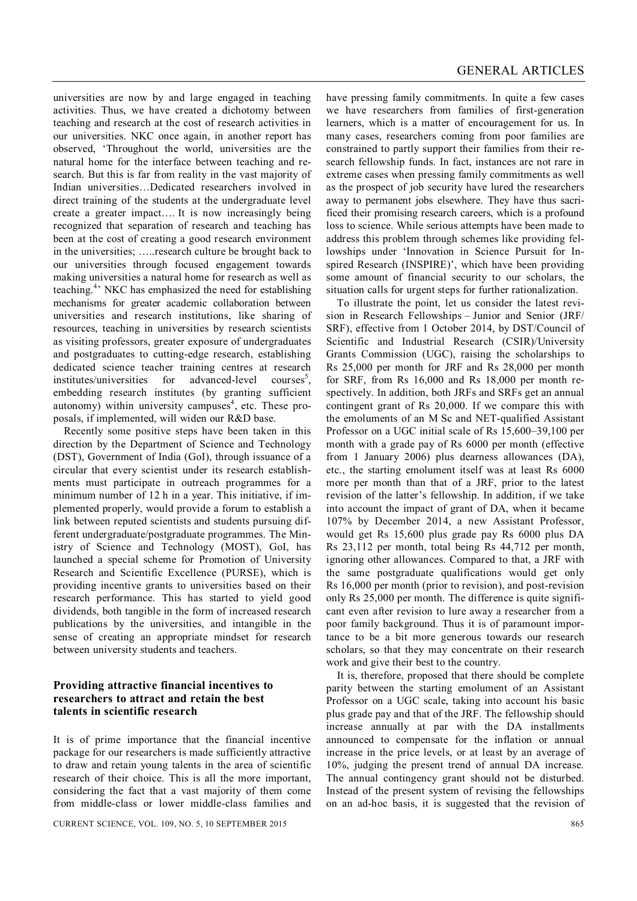universities are now by and large engaged in teaching activities. Thus, we have created a dichotomy between teaching and research at the cost of research activities in our universities. NKC once again, in another report has observed, 'Throughout the world, universities are the natural home for the interface between teaching and research. But this is far from reality in the vast majority of Indian universities…Dedicated researchers involved in direct training of the students at the undergraduate level create a greater impact…. It is now increasingly being recognized that separation of research and teaching has been at the cost of creating a good research environment in the universities; …..research culture be brought back to our universities through focused engagement towards making universities a natural home for research as well as teaching.[4]' NKC has emphasized the need for establishing mechanisms for greater academic collaboration between universities and research institutions, like sharing of resources, teaching in universities by research scientists as visiting professors, greater exposure of undergraduates and postgraduates to cutting-edge research, establishing dedicated science teacher training centres at research institutes/universities for advanced-level courses[5], embedding research institutes (by granting sufficient autonomy) within university campuses[4], etc. These proposals, if implemented, will widen our R&D base.

Recently some positive steps have been taken in this direction by the Department of Science and Technology (DST), Government of India (GoI), through issuance of a circular that every scientist under its research establishments must participate in outreach programmes for a minimum number of 12 h in a year. This initiative, if implemented properly, would provide a forum to establish a link between reputed scientists and students pursuing different undergraduate/postgraduate programmes. The Ministry of Science and Technology (MOST), GoI, has launched a special scheme for Promotion of University Research and Scientific Excellence (PURSE), which is providing incentive grants to universities based on their research performance. This has started to yield good dividends, both tangible in the form of increased research publications by the universities, and intangible in the sense of creating an appropriate mindset for research between university students and teachers.

## Providing attractive financial incentives to researchers to attract and retain the best talents in scientific research

It is of prime importance that the financial incentive package for our researchers is made sufficiently attractive to draw and retain young talents in the area of scientific research of their choice. This is all the more important, considering the fact that a vast majority of them come from middle-class or lower middle-class families and have pressing family commitments. In quite a few cases we have researchers from families of first-generation learners, which is a matter of encouragement for us. In many cases, researchers coming from poor families are constrained to partly support their families from their research fellowship funds. In fact, instances are not rare in extreme cases when pressing family commitments as well as the prospect of job security have lured the researchers away to permanent jobs elsewhere. They have thus sacrificed their promising research careers, which is a profound loss to science. While serious attempts have been made to address this problem through schemes like providing fellowships under 'Innovation in Science Pursuit for Inspired Research (INSPIRE)', which have been providing some amount of financial security to our scholars, the situation calls for urgent steps for further rationalization.

To illustrate the point, let us consider the latest revision in Research Fellowships – Junior and Senior (JRF/SRF), effective from 1 October 2014, by DST/Council of Scientific and Industrial Research (CSIR)/University Grants Commission (UGC), raising the scholarships to Rs 25,000 per month for JRF and Rs 28,000 per month for SRF, from Rs 16,000 and Rs 18,000 per month respectively. In addition, both JRFs and SRFs get an annual contingent grant of Rs 20,000. If we compare this with the emoluments of an M Sc and NET-qualified Assistant Professor on a UGC initial scale of Rs 15,600–39,100 per month with a grade pay of Rs 6000 per month (effective from 1 January 2006) plus dearness allowances (DA), etc., the starting emolument itself was at least Rs 6000 more per month than that of a JRF, prior to the latest revision of the latter's fellowship. In addition, if we take into account the impact of grant of DA, when it became 107% by December 2014, a new Assistant Professor, would get Rs 15,600 plus grade pay Rs 6000 plus DA Rs 23,112 per month, total being Rs 44,712 per month, ignoring other allowances. Compared to that, a JRF with the same postgraduate qualifications would get only Rs 16,000 per month (prior to revision), and post-revision only Rs 25,000 per month. The difference is quite significant even after revision to lure away a researcher from a poor family background. Thus it is of paramount importance to be a bit more generous towards our research scholars, so that they may concentrate on their research work and give their best to the country.

It is, therefore, proposed that there should be complete parity between the starting emolument of an Assistant Professor on a UGC scale, taking into account his basic plus grade pay and that of the JRF. The fellowship should increase annually at par with the DA installments announced to compensate for the inflation or annual increase in the price levels, or at least by an average of 10%, judging the present trend of annual DA increase. The annual contingency grant should not be disturbed. Instead of the present system of revising the fellowships on an ad-hoc basis, it is suggested that the revision of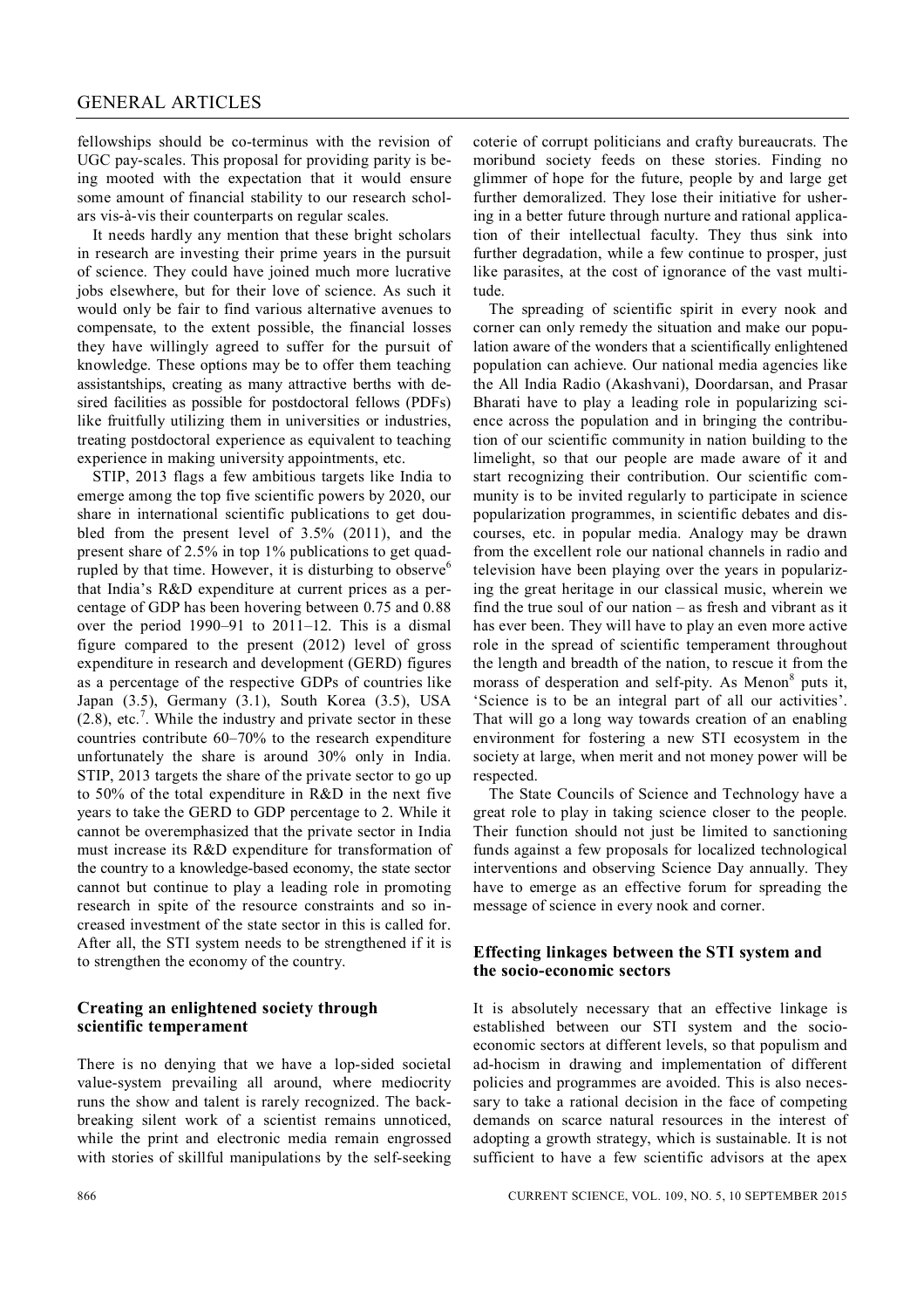fellowships should be co-terminus with the revision of UGC pay-scales. This proposal for providing parity is being mooted with the expectation that it would ensure some amount of financial stability to our research scholars vis-à-vis their counterparts on regular scales.

It needs hardly any mention that these bright scholars in research are investing their prime years in the pursuit of science. They could have joined much more lucrative jobs elsewhere, but for their love of science. As such it would only be fair to find various alternative avenues to compensate, to the extent possible, the financial losses they have willingly agreed to suffer for the pursuit of knowledge. These options may be to offer them teaching assistantships, creating as many attractive berths with desired facilities as possible for postdoctoral fellows (PDFs) like fruitfully utilizing them in universities or industries, treating postdoctoral experience as equivalent to teaching experience in making university appointments, etc.

STIP, 2013 flags a few ambitious targets like India to emerge among the top five scientific powers by 2020, our share in international scientific publications to get doubled from the present level of 3.5% (2011), and the present share of 2.5% in top 1% publications to get quadrupled by that time. However, it is disturbing to observe[6] that India's R&D expenditure at current prices as a percentage of GDP has been hovering between 0.75 and 0.88 over the period 1990–91 to 2011–12. This is a dismal figure compared to the present (2012) level of gross expenditure in research and development (GERD) figures as a percentage of the respective GDPs of countries like Japan (3.5), Germany (3.1), South Korea (3.5), USA (2.8), etc.[7]. While the industry and private sector in these countries contribute 60–70% to the research expenditure unfortunately the share is around 30% only in India. STIP, 2013 targets the share of the private sector to go up to 50% of the total expenditure in R&D in the next five years to take the GERD to GDP percentage to 2. While it cannot be overemphasized that the private sector in India must increase its R&D expenditure for transformation of the country to a knowledge-based economy, the state sector cannot but continue to play a leading role in promoting research in spite of the resource constraints and so increased investment of the state sector in this is called for. After all, the STI system needs to be strengthened if it is to strengthen the economy of the country.

## Creating an enlightened society through scientific temperament

There is no denying that we have a lop-sided societal value-system prevailing all around, where mediocrity runs the show and talent is rarely recognized. The back-breaking silent work of a scientist remains unnoticed, while the print and electronic media remain engrossed with stories of skillful manipulations by the self-seeking coterie of corrupt politicians and crafty bureaucrats. The moribund society feeds on these stories. Finding no glimmer of hope for the future, people by and large get further demoralized. They lose their initiative for ushering in a better future through nurture and rational application of their intellectual faculty. They thus sink into further degradation, while a few continue to prosper, just like parasites, at the cost of ignorance of the vast multitude.

The spreading of scientific spirit in every nook and corner can only remedy the situation and make our population aware of the wonders that a scientifically enlightened population can achieve. Our national media agencies like the All India Radio (Akashvani), Doordarsan, and Prasar Bharati have to play a leading role in popularizing science across the population and in bringing the contribution of our scientific community in nation building to the limelight, so that our people are made aware of it and start recognizing their contribution. Our scientific community is to be invited regularly to participate in science popularization programmes, in scientific debates and discourses, etc. in popular media. Analogy may be drawn from the excellent role our national channels in radio and television have been playing over the years in popularizing the great heritage in our classical music, wherein we find the true soul of our nation – as fresh and vibrant as it has ever been. They will have to play an even more active role in the spread of scientific temperament throughout the length and breadth of the nation, to rescue it from the morass of desperation and self-pity. As Menon[8] puts it, 'Science is to be an integral part of all our activities'. That will go a long way towards creation of an enabling environment for fostering a new STI ecosystem in the society at large, when merit and not money power will be respected.

The State Councils of Science and Technology have a great role to play in taking science closer to the people. Their function should not just be limited to sanctioning funds against a few proposals for localized technological interventions and observing Science Day annually. They have to emerge as an effective forum for spreading the message of science in every nook and corner.

## Effecting linkages between the STI system and the socio-economic sectors

It is absolutely necessary that an effective linkage is established between our STI system and the socio-economic sectors at different levels, so that populism and ad-hocism in drawing and implementation of different policies and programmes are avoided. This is also necessary to take a rational decision in the face of competing demands on scarce natural resources in the interest of adopting a growth strategy, which is sustainable. It is not sufficient to have a few scientific advisors at the apex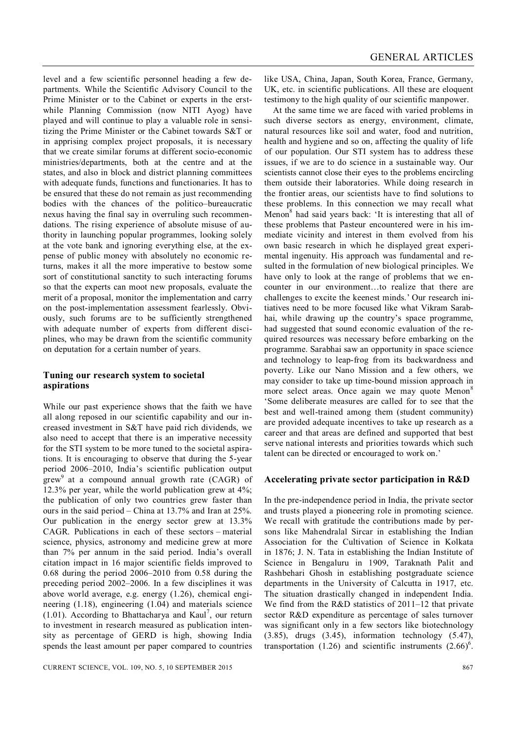level and a few scientific personnel heading a few departments. While the Scientific Advisory Council to the Prime Minister or to the Cabinet or experts in the erstwhile Planning Commission (now NITI Ayog) have played and will continue to play a valuable role in sensitizing the Prime Minister or the Cabinet towards S&T or in apprising complex project proposals, it is necessary that we create similar forums at different socio-economic ministries/departments, both at the centre and at the states, and also in block and district planning committees with adequate funds, functions and functionaries. It has to be ensured that these do not remain as just recommending bodies with the chances of the politico–bureaucratic nexus having the final say in overruling such recommendations. The rising experience of absolute misuse of authority in launching popular programmes, looking solely at the vote bank and ignoring everything else, at the expense of public money with absolutely no economic returns, makes it all the more imperative to bestow some sort of constitutional sanctity to such interacting forums so that the experts can moot new proposals, evaluate the merit of a proposal, monitor the implementation and carry on the post-implementation assessment fearlessly. Obviously, such forums are to be sufficiently strengthened with adequate number of experts from different disciplines, who may be drawn from the scientific community on deputation for a certain number of years.

## Tuning our research system to societal aspirations

While our past experience shows that the faith we have all along reposed in our scientific capability and our increased investment in S&T have paid rich dividends, we also need to accept that there is an imperative necessity for the STI system to be more tuned to the societal aspirations. It is encouraging to observe that during the 5-year period 2006–2010, India's scientific publication output grew[9] at a compound annual growth rate (CAGR) of 12.3% per year, while the world publication grew at 4%; the publication of only two countries grew faster than ours in the said period – China at 13.7% and Iran at 25%. Our publication in the energy sector grew at 13.3% CAGR. Publications in each of these sectors – material science, physics, astronomy and medicine grew at more than 7% per annum in the said period. India's overall citation impact in 16 major scientific fields improved to 0.68 during the period 2006–2010 from 0.58 during the preceding period 2002–2006. In a few disciplines it was above world average, e.g. energy (1.26), chemical engineering (1.18), engineering (1.04) and materials science (1.01). According to Bhattacharya and Kaul[7], our return to investment in research measured as publication intensity as percentage of GERD is high, showing India spends the least amount per paper compared to countries like USA, China, Japan, South Korea, France, Germany, UK, etc. in scientific publications. All these are eloquent testimony to the high quality of our scientific manpower.

At the same time we are faced with varied problems in such diverse sectors as energy, environment, climate, natural resources like soil and water, food and nutrition, health and hygiene and so on, affecting the quality of life of our population. Our STI system has to address these issues, if we are to do science in a sustainable way. Our scientists cannot close their eyes to the problems encircling them outside their laboratories. While doing research in the frontier areas, our scientists have to find solutions to these problems. In this connection we may recall what Menon[8] had said years back: 'It is interesting that all of these problems that Pasteur encountered were in his immediate vicinity and interest in them evolved from his own basic research in which he displayed great experimental ingenuity. His approach was fundamental and resulted in the formulation of new biological principles. We have only to look at the range of problems that we encounter in our environment…to realize that there are challenges to excite the keenest minds.' Our research initiatives need to be more focused like what Vikram Sarabhai, while drawing up the country's space programme, had suggested that sound economic evaluation of the required resources was necessary before embarking on the programme. Sarabhai saw an opportunity in space science and technology to leap-frog from its backwardness and poverty. Like our Nano Mission and a few others, we may consider to take up time-bound mission approach in more select areas. Once again we may quote Menon[8] 'Some deliberate measures are called for to see that the best and well-trained among them (student community) are provided adequate incentives to take up research as a career and that areas are defined and supported that best serve national interests and priorities towards which such talent can be directed or encouraged to work on.'

## Accelerating private sector participation in R&D

In the pre-independence period in India, the private sector and trusts played a pioneering role in promoting science. We recall with gratitude the contributions made by persons like Mahendralal Sircar in establishing the Indian Association for the Cultivation of Science in Kolkata in 1876; J. N. Tata in establishing the Indian Institute of Science in Bengaluru in 1909, Taraknath Palit and Rashbehari Ghosh in establishing postgraduate science departments in the University of Calcutta in 1917, etc. The situation drastically changed in independent India. We find from the R&D statistics of 2011–12 that private sector R&D expenditure as percentage of sales turnover was significant only in a few sectors like biotechnology (3.85), drugs (3.45), information technology (5.47), transportation (1.26) and scientific instruments (2.66)[6].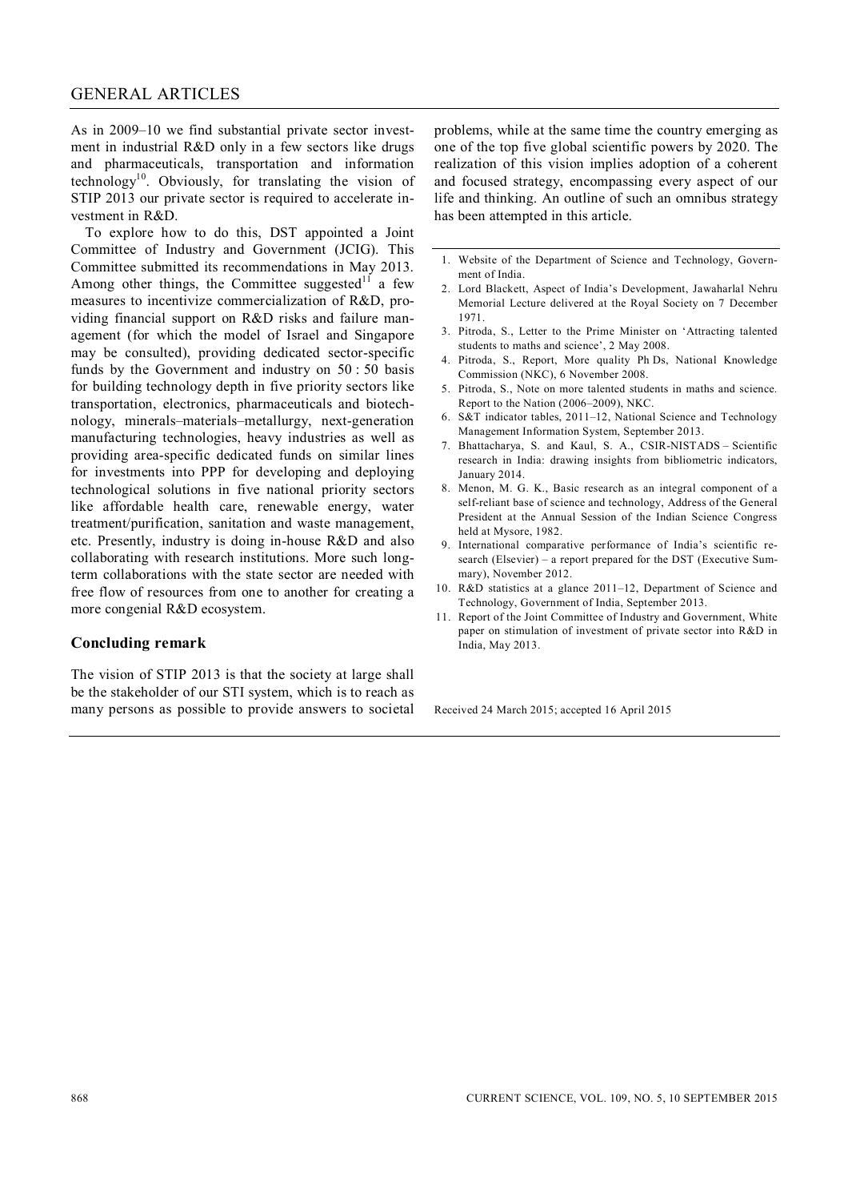As in 2009–10 we find substantial private sector investment in industrial R&D only in a few sectors like drugs and pharmaceuticals, transportation and information technology[10]. Obviously, for translating the vision of STIP 2013 our private sector is required to accelerate investment in R&D.

To explore how to do this, DST appointed a Joint Committee of Industry and Government (JCIG). This Committee submitted its recommendations in May 2013. Among other things, the Committee suggested[11] a few measures to incentivize commercialization of R&D, providing financial support on R&D risks and failure management (for which the model of Israel and Singapore may be consulted), providing dedicated sector-specific funds by the Government and industry on 50 : 50 basis for building technology depth in five priority sectors like transportation, electronics, pharmaceuticals and biotechnology, minerals–materials–metallurgy, next-generation manufacturing technologies, heavy industries as well as providing area-specific dedicated funds on similar lines for investments into PPP for developing and deploying technological solutions in five national priority sectors like affordable health care, renewable energy, water treatment/purification, sanitation and waste management, etc. Presently, industry is doing in-house R&D and also collaborating with research institutions. More such long-term collaborations with the state sector are needed with free flow of resources from one to another for creating a more congenial R&D ecosystem.

## Concluding remark

The vision of STIP 2013 is that the society at large shall be the stakeholder of our STI system, which is to reach as many persons as possible to provide answers to societal problems, while at the same time the country emerging as one of the top five global scientific powers by 2020. The realization of this vision implies adoption of a coherent and focused strategy, encompassing every aspect of our life and thinking. An outline of such an omnibus strategy has been attempted in this article.

1. Website of the Department of Science and Technology, Government of India.
2. Lord Blackett, Aspect of India's Development, Jawaharlal Nehru Memorial Lecture delivered at the Royal Society on 7 December 1971.
3. Pitroda, S., Letter to the Prime Minister on 'Attracting talented students to maths and science', 2 May 2008.
4. Pitroda, S., Report, More quality Ph Ds, National Knowledge Commission (NKC), 6 November 2008.
5. Pitroda, S., Note on more talented students in maths and science. Report to the Nation (2006–2009), NKC.
6. S&T indicator tables, 2011–12, National Science and Technology Management Information System, September 2013.
7. Bhattacharya, S. and Kaul, S. A., CSIR-NISTADS – Scientific research in India: drawing insights from bibliometric indicators, January 2014.
8. Menon, M. G. K., Basic research as an integral component of a self-reliant base of science and technology, Address of the General President at the Annual Session of the Indian Science Congress held at Mysore, 1982.
9. International comparative performance of India's scientific research (Elsevier) – a report prepared for the DST (Executive Summary), November 2012.
10. R&D statistics at a glance 2011–12, Department of Science and Technology, Government of India, September 2013.
11. Report of the Joint Committee of Industry and Government, White paper on stimulation of investment of private sector into R&D in India, May 2013.

Received 24 March 2015; accepted 16 April 2015